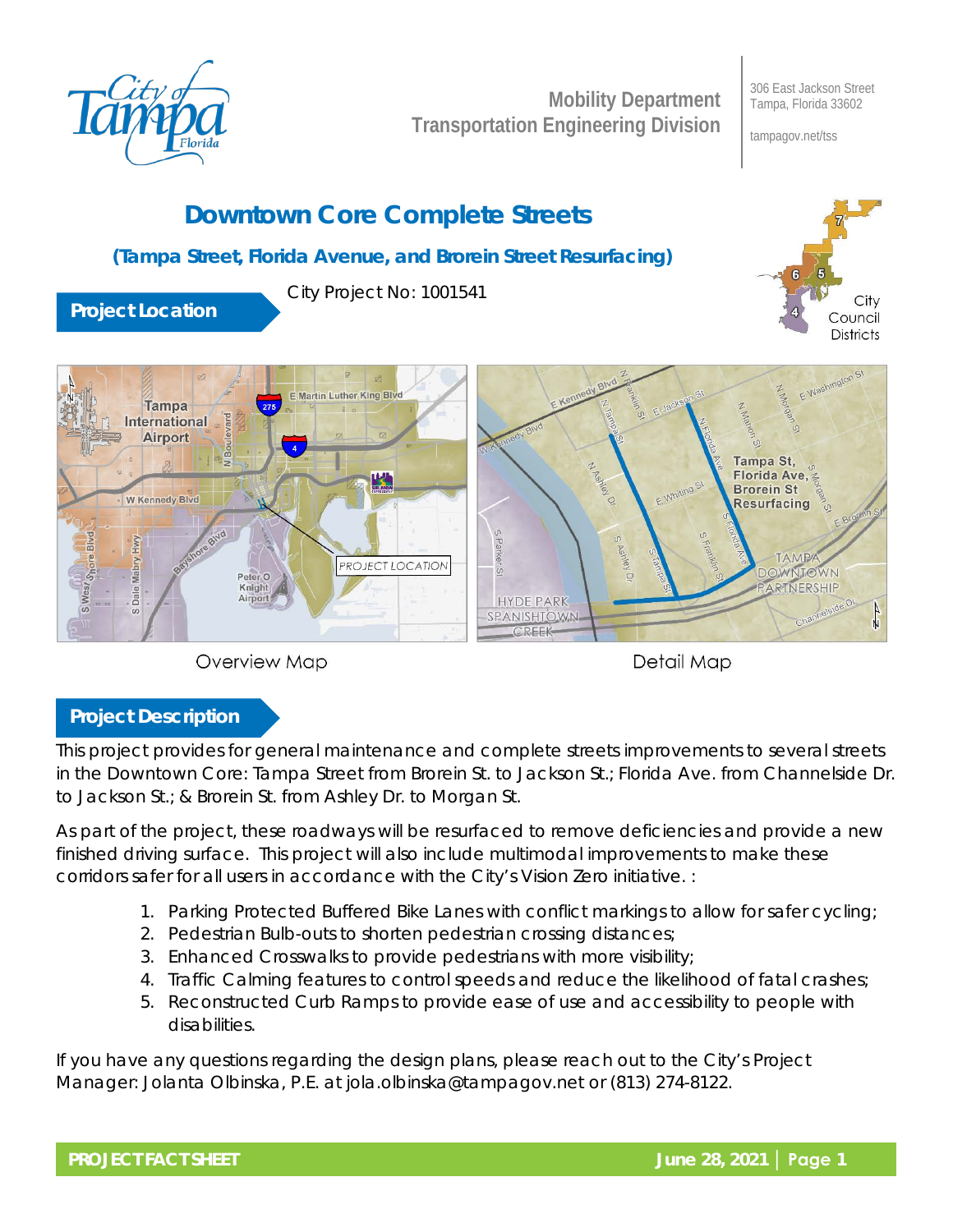Mobility Department
Transportation Engineering Division

306 East Jackson Street
Tampa, Florida 33602

tampagov.net/tss

# Downtown Core Complete Streets

## (Tampa Street, Florida Avenue, and Brorein Street Resurfacing)

### Project Location

City Project No: 1001541

Overview Map

Detail Map

### Project Description

This project provides for general maintenance and complete streets improvements to several streets in the Downtown Core: Tampa Street from Brorein St. to Jackson St.; Florida Ave. from Channelside Dr. to Jackson St.; & Brorein St. from Ashley Dr. to Morgan St.

As part of the project, these roadways will be resurfaced to remove deficiencies and provide a new finished driving surface. This project will also include multimodal improvements to make these corridors safer for all users in accordance with the City's Vision Zero initiative. :

1. Parking Protected Buffered Bike Lanes with conflict markings to allow for safer cycling;
2. Pedestrian Bulb-outs to shorten pedestrian crossing distances;
3. Enhanced Crosswalks to provide pedestrians with more visibility;
4. Traffic Calming features to control speeds and reduce the likelihood of fatal crashes;
5. Reconstructed Curb Ramps to provide ease of use and accessibility to people with disabilities.

If you have any questions regarding the design plans, please reach out to the City's Project Manager: Jolanta Olbinska, P.E. at jola.olbinska@tampagov.net or (813) 274-8122.

**PROJECT FACT SHEET** **June 28, 2021**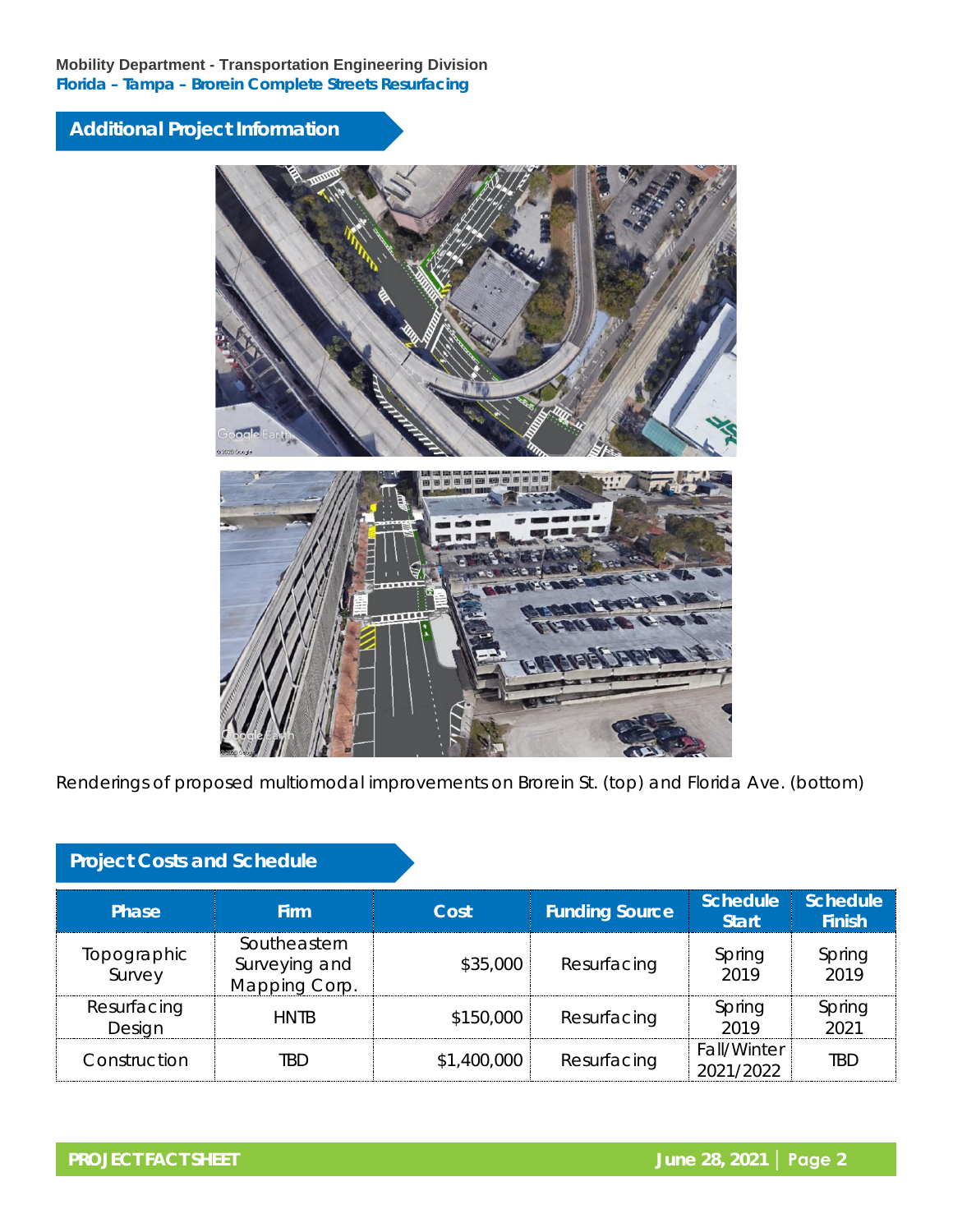## Additional Project Information

Renderings of proposed multiomodal improvements on Brorein St. (top) and Florida Ave. (bottom)

## Project Costs and Schedule

| Phase | Firm | Cost | Funding Source | Schedule Start | Schedule Finish |
|---|---|---|---|---|---|
| Topographic Survey | Southeastern Surveying and Mapping Corp. | $35,000 | Resurfacing | Spring 2019 | Spring 2019 |
| Resurfacing Design | HNTB | $150,000 | Resurfacing | Spring 2019 | Spring 2021 |
| Construction | TBD | $1,400,000 | Resurfacing | Fall/Winter 2021/2022 | TBD |